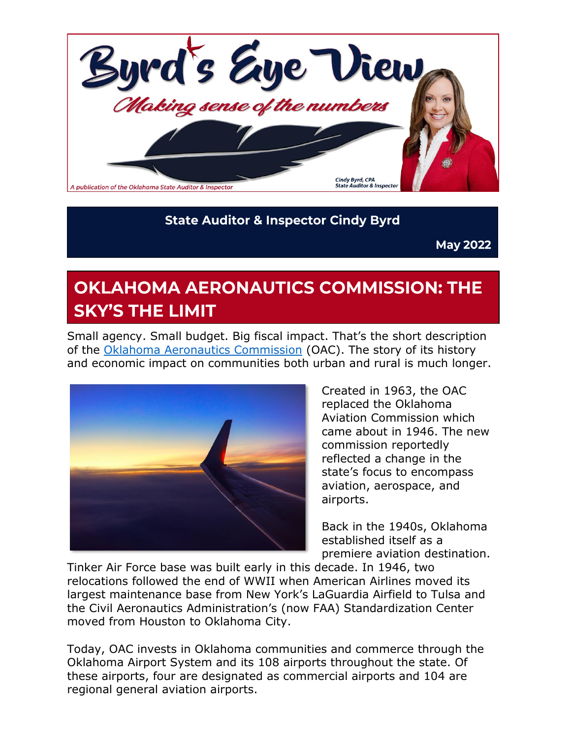# Byrd's Eye View

*Making sense of the numbers*

*A publication of the Oklahoma State Auditor & Inspector*

Cindy Byrd, CPA
State Auditor & Inspector

**State Auditor & Inspector Cindy Byrd**

**May 2022**

## OKLAHOMA AERONAUTICS COMMISSION: THE SKY'S THE LIMIT

Small agency. Small budget. Big fiscal impact. That's the short description of the Oklahoma Aeronautics Commission (OAC). The story of its history and economic impact on communities both urban and rural is much longer.

Created in 1963, the OAC replaced the Oklahoma Aviation Commission which came about in 1946. The new commission reportedly reflected a change in the state's focus to encompass aviation, aerospace, and airports.

Back in the 1940s, Oklahoma established itself as a premiere aviation destination. Tinker Air Force base was built early in this decade. In 1946, two relocations followed the end of WWII when American Airlines moved its largest maintenance base from New York's LaGuardia Airfield to Tulsa and the Civil Aeronautics Administration's (now FAA) Standardization Center moved from Houston to Oklahoma City.

Today, OAC invests in Oklahoma communities and commerce through the Oklahoma Airport System and its 108 airports throughout the state. Of these airports, four are designated as commercial airports and 104 are regional general aviation airports.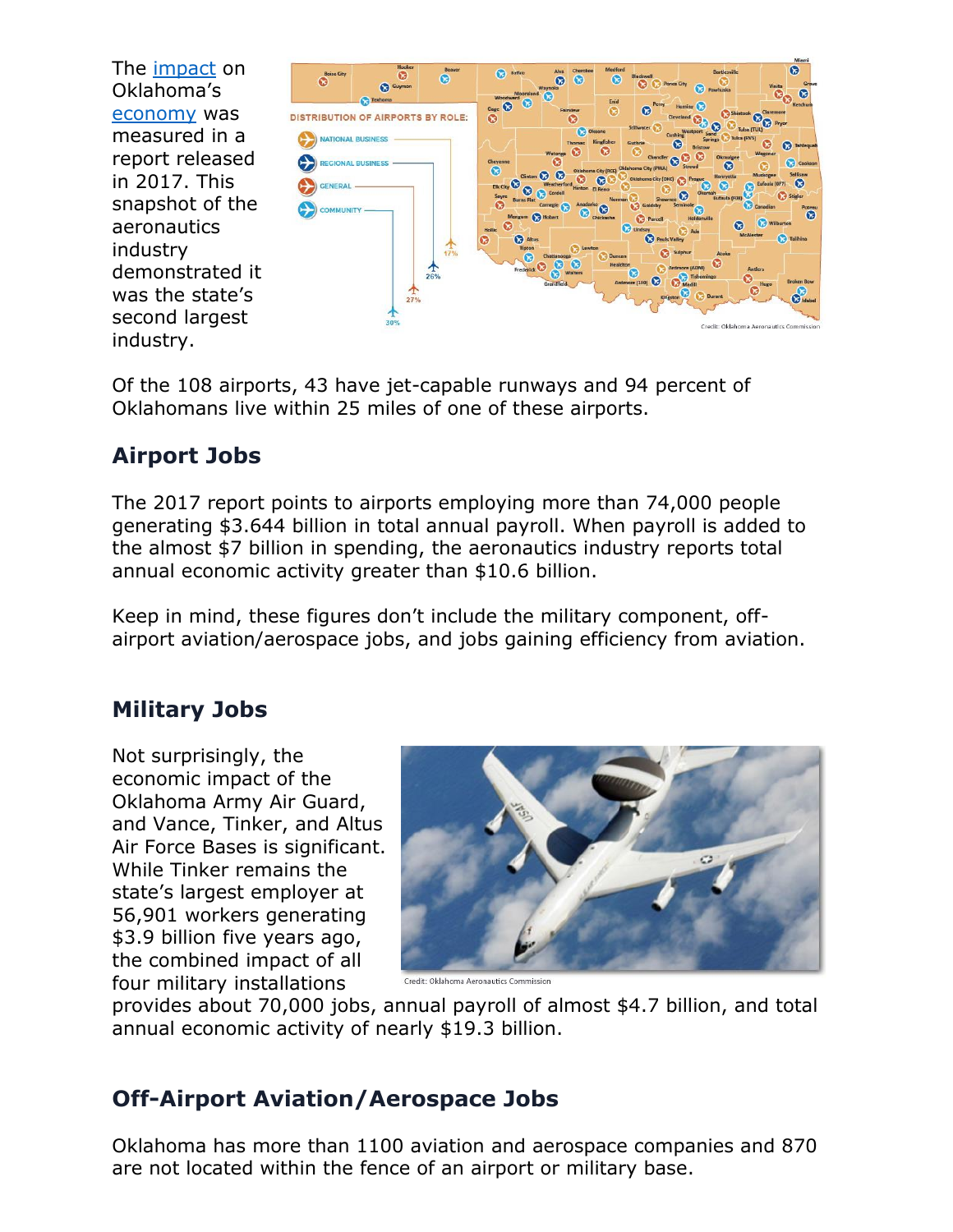The [impact](#) on Oklahoma's [economy](#) was measured in a report released in 2017. This snapshot of the aeronautics industry demonstrated it was the state's second largest industry.

Credit: Oklahoma Aeronautics Commission

Of the 108 airports, 43 have jet-capable runways and 94 percent of Oklahomans live within 25 miles of one of these airports.

## Airport Jobs

The 2017 report points to airports employing more than 74,000 people generating $3.644 billion in total annual payroll. When payroll is added to the almost $7 billion in spending, the aeronautics industry reports total annual economic activity greater than $10.6 billion.

Keep in mind, these figures don't include the military component, off-airport aviation/aerospace jobs, and jobs gaining efficiency from aviation.

## Military Jobs

Not surprisingly, the economic impact of the Oklahoma Army Air Guard, and Vance, Tinker, and Altus Air Force Bases is significant. While Tinker remains the state's largest employer at 56,901 workers generating $3.9 billion five years ago, the combined impact of all four military installations provides about 70,000 jobs, annual payroll of almost $4.7 billion, and total annual economic activity of nearly $19.3 billion.

Credit: Oklahoma Aeronautics Commission

## Off-Airport Aviation/Aerospace Jobs

Oklahoma has more than 1100 aviation and aerospace companies and 870 are not located within the fence of an airport or military base.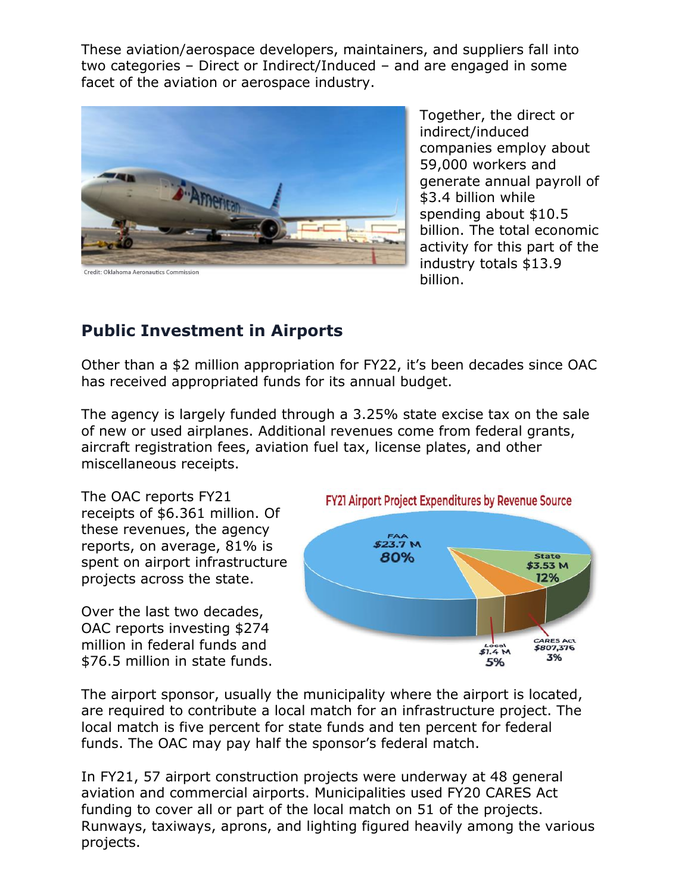These aviation/aerospace developers, maintainers, and suppliers fall into two categories – Direct or Indirect/Induced – and are engaged in some facet of the aviation or aerospace industry.

Credit: Oklahoma Aeronautics Commission

Together, the direct or indirect/induced companies employ about 59,000 workers and generate annual payroll of $3.4 billion while spending about $10.5 billion. The total economic activity for this part of the industry totals $13.9 billion.

## Public Investment in Airports

Other than a $2 million appropriation for FY22, it's been decades since OAC has received appropriated funds for its annual budget.

The agency is largely funded through a 3.25% state excise tax on the sale of new or used airplanes. Additional revenues come from federal grants, aircraft registration fees, aviation fuel tax, license plates, and other miscellaneous receipts.

The OAC reports FY21 receipts of $6.361 million. Of these revenues, the agency reports, on average, 81% is spent on airport infrastructure projects across the state.

Over the last two decades, OAC reports investing $274 million in federal funds and $76.5 million in state funds.

**FY21 Airport Project Expenditures by Revenue Source**

| Source | Amount | Percent |
|---|---|---|
| FAA | $23.7 M | 80% |
| State | $3.53 M | 12% |
| Local | $1.4 M | 5% |
| CARES Act | $807,376 | 3% |

The airport sponsor, usually the municipality where the airport is located, are required to contribute a local match for an infrastructure project. The local match is five percent for state funds and ten percent for federal funds. The OAC may pay half the sponsor's federal match.

In FY21, 57 airport construction projects were underway at 48 general aviation and commercial airports. Municipalities used FY20 CARES Act funding to cover all or part of the local match on 51 of the projects. Runways, taxiways, aprons, and lighting figured heavily among the various projects.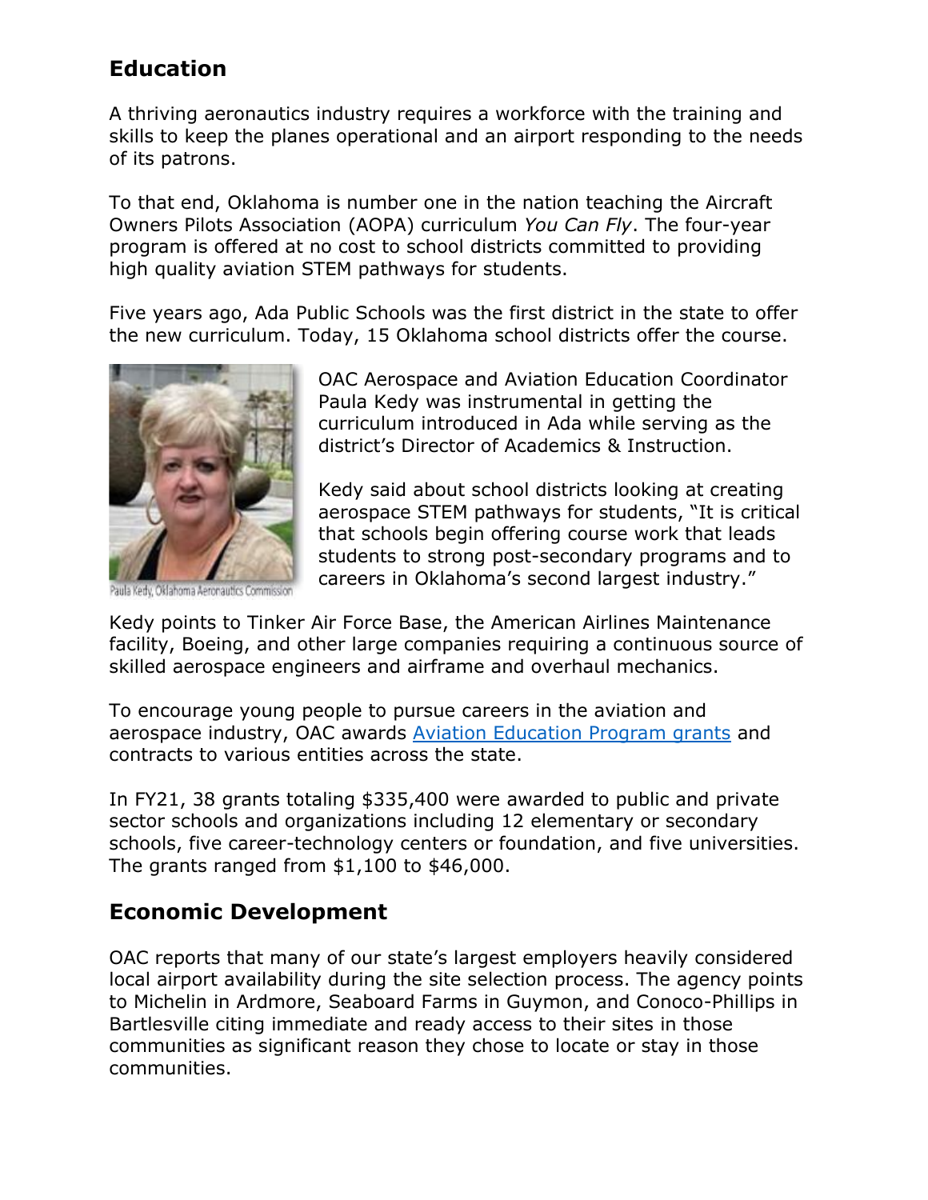## Education

A thriving aeronautics industry requires a workforce with the training and skills to keep the planes operational and an airport responding to the needs of its patrons.

To that end, Oklahoma is number one in the nation teaching the Aircraft Owners Pilots Association (AOPA) curriculum *You Can Fly*. The four-year program is offered at no cost to school districts committed to providing high quality aviation STEM pathways for students.

Five years ago, Ada Public Schools was the first district in the state to offer the new curriculum. Today, 15 Oklahoma school districts offer the course.

Paula Kedy, Oklahoma Aeronautics Commission

OAC Aerospace and Aviation Education Coordinator Paula Kedy was instrumental in getting the curriculum introduced in Ada while serving as the district's Director of Academics & Instruction.

Kedy said about school districts looking at creating aerospace STEM pathways for students, "It is critical that schools begin offering course work that leads students to strong post-secondary programs and to careers in Oklahoma's second largest industry."

Kedy points to Tinker Air Force Base, the American Airlines Maintenance facility, Boeing, and other large companies requiring a continuous source of skilled aerospace engineers and airframe and overhaul mechanics.

To encourage young people to pursue careers in the aviation and aerospace industry, OAC awards Aviation Education Program grants and contracts to various entities across the state.

In FY21, 38 grants totaling $335,400 were awarded to public and private sector schools and organizations including 12 elementary or secondary schools, five career-technology centers or foundation, and five universities. The grants ranged from $1,100 to $46,000.

## Economic Development

OAC reports that many of our state's largest employers heavily considered local airport availability during the site selection process. The agency points to Michelin in Ardmore, Seaboard Farms in Guymon, and Conoco-Phillips in Bartlesville citing immediate and ready access to their sites in those communities as significant reason they chose to locate or stay in those communities.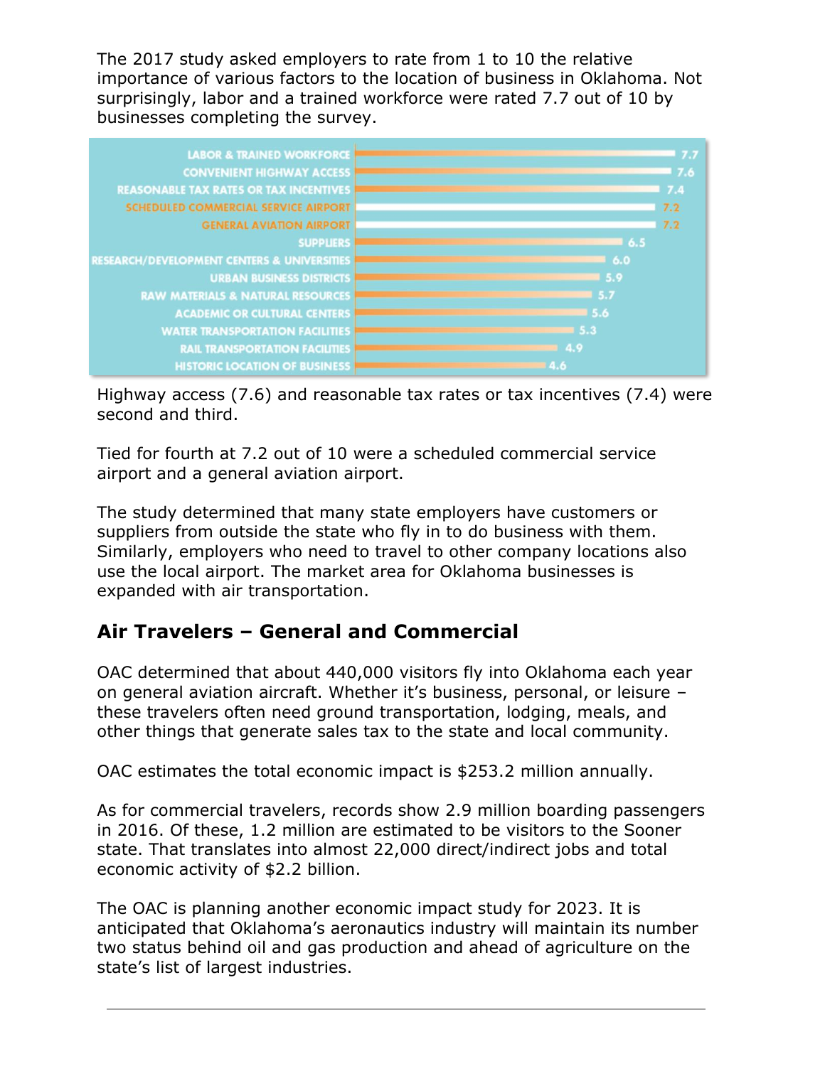The 2017 study asked employers to rate from 1 to 10 the relative importance of various factors to the location of business in Oklahoma. Not surprisingly, labor and a trained workforce were rated 7.7 out of 10 by businesses completing the survey.

| Factor | Rating |
|---|---|
| LABOR & TRAINED WORKFORCE | 7.7 |
| CONVENIENT HIGHWAY ACCESS | 7.6 |
| REASONABLE TAX RATES OR TAX INCENTIVES | 7.4 |
| SCHEDULED COMMERCIAL SERVICE AIRPORT | 7.2 |
| GENERAL AVIATION AIRPORT | 7.2 |
| SUPPLIERS | 6.5 |
| RESEARCH/DEVELOPMENT CENTERS & UNIVERSITIES | 6.0 |
| URBAN BUSINESS DISTRICTS | 5.9 |
| RAW MATERIALS & NATURAL RESOURCES | 5.7 |
| ACADEMIC OR CULTURAL CENTERS | 5.6 |
| WATER TRANSPORTATION FACILITIES | 5.3 |
| RAIL TRANSPORTATION FACILITIES | 4.9 |
| HISTORIC LOCATION OF BUSINESS | 4.6 |

Highway access (7.6) and reasonable tax rates or tax incentives (7.4) were second and third.

Tied for fourth at 7.2 out of 10 were a scheduled commercial service airport and a general aviation airport.

The study determined that many state employers have customers or suppliers from outside the state who fly in to do business with them. Similarly, employers who need to travel to other company locations also use the local airport. The market area for Oklahoma businesses is expanded with air transportation.

## Air Travelers – General and Commercial

OAC determined that about 440,000 visitors fly into Oklahoma each year on general aviation aircraft. Whether it's business, personal, or leisure – these travelers often need ground transportation, lodging, meals, and other things that generate sales tax to the state and local community.

OAC estimates the total economic impact is $253.2 million annually.

As for commercial travelers, records show 2.9 million boarding passengers in 2016. Of these, 1.2 million are estimated to be visitors to the Sooner state. That translates into almost 22,000 direct/indirect jobs and total economic activity of $2.2 billion.

The OAC is planning another economic impact study for 2023. It is anticipated that Oklahoma's aeronautics industry will maintain its number two status behind oil and gas production and ahead of agriculture on the state's list of largest industries.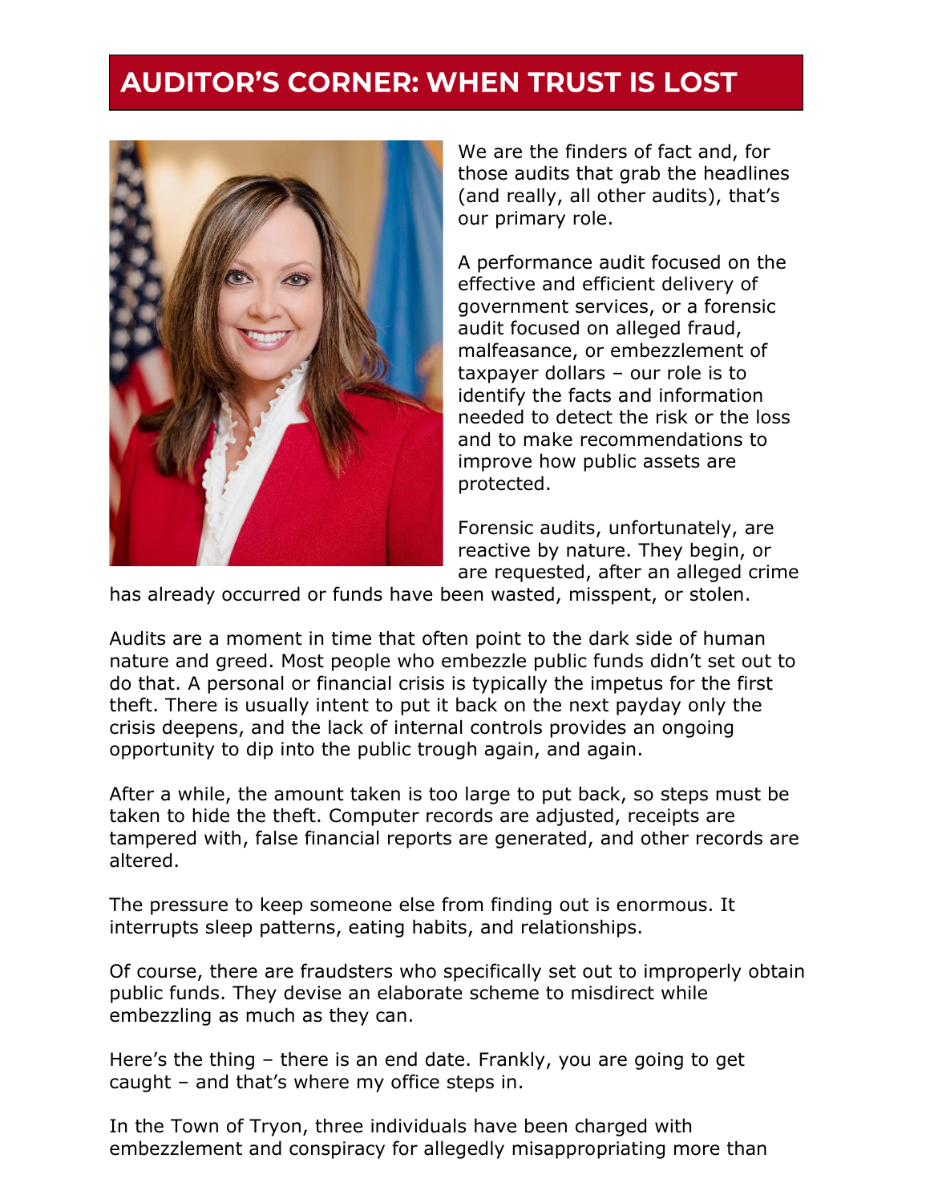# AUDITOR'S CORNER: WHEN TRUST IS LOST

We are the finders of fact and, for those audits that grab the headlines (and really, all other audits), that's our primary role.

A performance audit focused on the effective and efficient delivery of government services, or a forensic audit focused on alleged fraud, malfeasance, or embezzlement of taxpayer dollars – our role is to identify the facts and information needed to detect the risk or the loss and to make recommendations to improve how public assets are protected.

Forensic audits, unfortunately, are reactive by nature. They begin, or are requested, after an alleged crime has already occurred or funds have been wasted, misspent, or stolen.

Audits are a moment in time that often point to the dark side of human nature and greed. Most people who embezzle public funds didn't set out to do that. A personal or financial crisis is typically the impetus for the first theft. There is usually intent to put it back on the next payday only the crisis deepens, and the lack of internal controls provides an ongoing opportunity to dip into the public trough again, and again.

After a while, the amount taken is too large to put back, so steps must be taken to hide the theft. Computer records are adjusted, receipts are tampered with, false financial reports are generated, and other records are altered.

The pressure to keep someone else from finding out is enormous. It interrupts sleep patterns, eating habits, and relationships.

Of course, there are fraudsters who specifically set out to improperly obtain public funds. They devise an elaborate scheme to misdirect while embezzling as much as they can.

Here's the thing – there is an end date. Frankly, you are going to get caught – and that's where my office steps in.

In the Town of Tryon, three individuals have been charged with embezzlement and conspiracy for allegedly misappropriating more than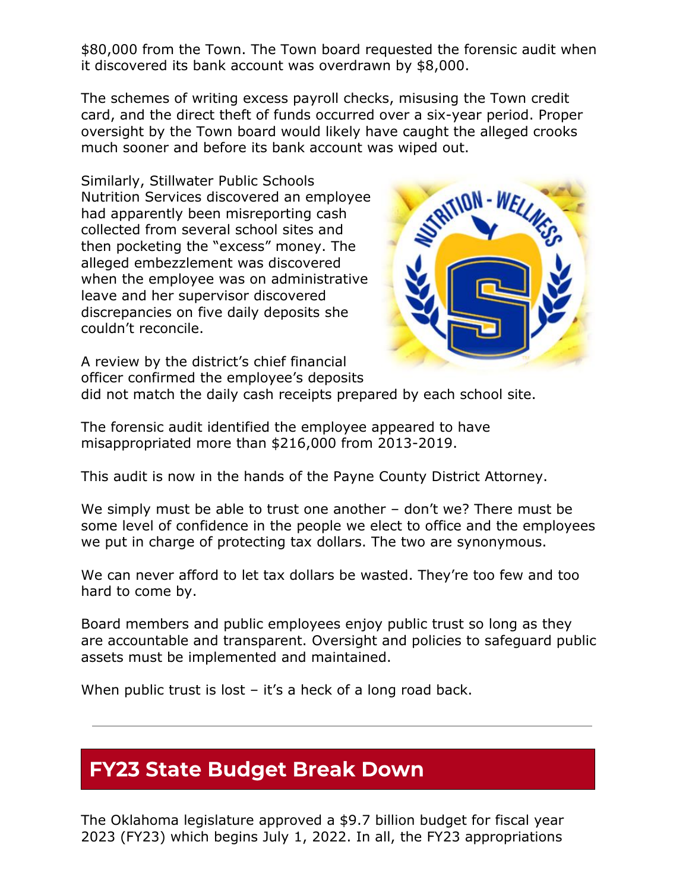$80,000 from the Town. The Town board requested the forensic audit when it discovered its bank account was overdrawn by $8,000.

The schemes of writing excess payroll checks, misusing the Town credit card, and the direct theft of funds occurred over a six-year period. Proper oversight by the Town board would likely have caught the alleged crooks much sooner and before its bank account was wiped out.

Similarly, Stillwater Public Schools Nutrition Services discovered an employee had apparently been misreporting cash collected from several school sites and then pocketing the "excess" money. The alleged embezzlement was discovered when the employee was on administrative leave and her supervisor discovered discrepancies on five daily deposits she couldn't reconcile.

A review by the district's chief financial officer confirmed the employee's deposits did not match the daily cash receipts prepared by each school site.

The forensic audit identified the employee appeared to have misappropriated more than $216,000 from 2013-2019.

This audit is now in the hands of the Payne County District Attorney.

We simply must be able to trust one another – don't we? There must be some level of confidence in the people we elect to office and the employees we put in charge of protecting tax dollars. The two are synonymous.

We can never afford to let tax dollars be wasted. They're too few and too hard to come by.

Board members and public employees enjoy public trust so long as they are accountable and transparent. Oversight and policies to safeguard public assets must be implemented and maintained.

When public trust is lost – it's a heck of a long road back.

---

## FY23 State Budget Break Down

The Oklahoma legislature approved a $9.7 billion budget for fiscal year 2023 (FY23) which begins July 1, 2022. In all, the FY23 appropriations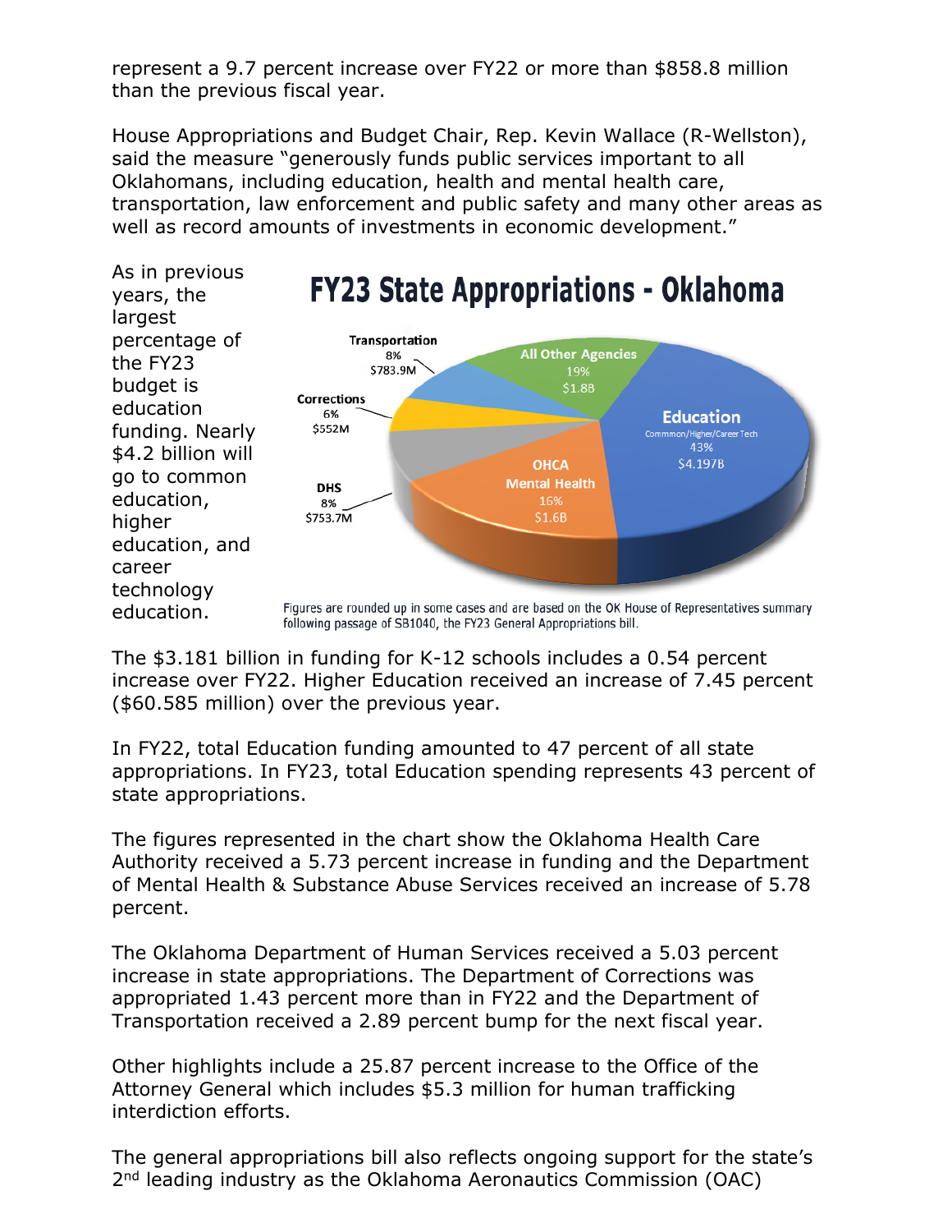represent a 9.7 percent increase over FY22 or more than $858.8 million than the previous fiscal year.

House Appropriations and Budget Chair, Rep. Kevin Wallace (R-Wellston), said the measure "generously funds public services important to all Oklahomans, including education, health and mental health care, transportation, law enforcement and public safety and many other areas as well as record amounts of investments in economic development."

As in previous years, the largest percentage of the FY23 budget is education funding. Nearly $4.2 billion will go to common education, higher education, and career technology education.

## FY23 State Appropriations - Oklahoma

| Category | Percent | Amount |
| --- | --- | --- |
| Education (Commmon/Higher/Career Tech) | 43% | $4.197B |
| OHCA Mental Health | 16% | $1.6B |
| DHS | 8% | $753.7M |
| Corrections | 6% | $552M |
| Transportation | 8% | $783.9M |
| All Other Agencies | 19% | $1.8B |

Figures are rounded up in some cases and are based on the OK House of Representatives summary following passage of SB1040, the FY23 General Appropriations bill.

The $3.181 billion in funding for K-12 schools includes a 0.54 percent increase over FY22. Higher Education received an increase of 7.45 percent ($60.585 million) over the previous year.

In FY22, total Education funding amounted to 47 percent of all state appropriations. In FY23, total Education spending represents 43 percent of state appropriations.

The figures represented in the chart show the Oklahoma Health Care Authority received a 5.73 percent increase in funding and the Department of Mental Health & Substance Abuse Services received an increase of 5.78 percent.

The Oklahoma Department of Human Services received a 5.03 percent increase in state appropriations. The Department of Corrections was appropriated 1.43 percent more than in FY22 and the Department of Transportation received a 2.89 percent bump for the next fiscal year.

Other highlights include a 25.87 percent increase to the Office of the Attorney General which includes $5.3 million for human trafficking interdiction efforts.

The general appropriations bill also reflects ongoing support for the state's 2nd leading industry as the Oklahoma Aeronautics Commission (OAC)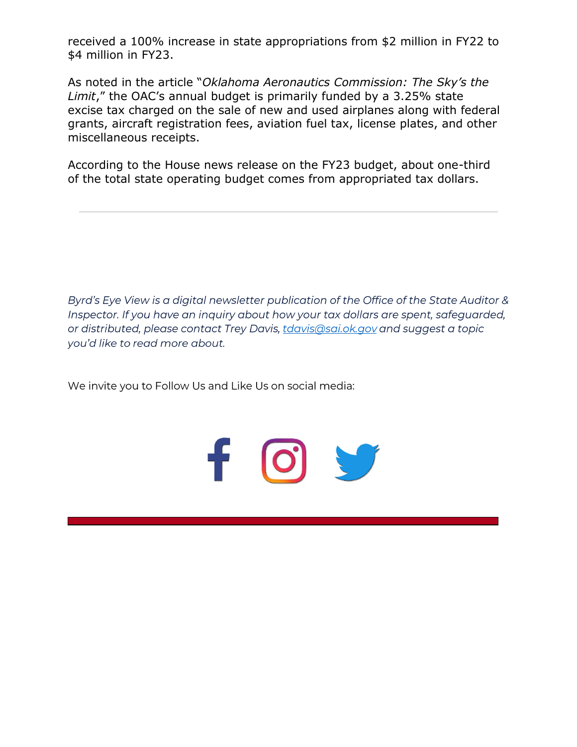received a 100% increase in state appropriations from $2 million in FY22 to $4 million in FY23.

As noted in the article "*Oklahoma Aeronautics Commission: The Sky's the Limit*," the OAC's annual budget is primarily funded by a 3.25% state excise tax charged on the sale of new and used airplanes along with federal grants, aircraft registration fees, aviation fuel tax, license plates, and other miscellaneous receipts.

According to the House news release on the FY23 budget, about one-third of the total state operating budget comes from appropriated tax dollars.

---

*Byrd's Eye View is a digital newsletter publication of the Office of the State Auditor & Inspector. If you have an inquiry about how your tax dollars are spent, safeguarded, or distributed, please contact Trey Davis, tdavis@sai.ok.gov and suggest a topic you'd like to read more about.*

We invite you to Follow Us and Like Us on social media: